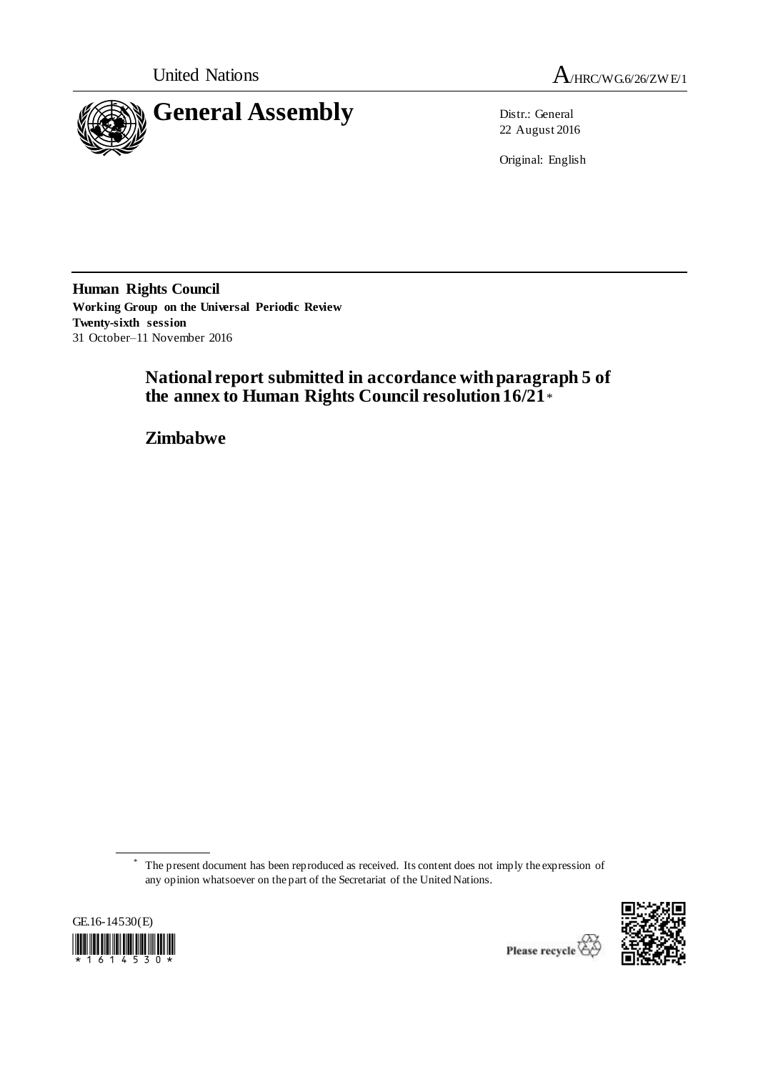United Nations

A/HRC/WG.6/26/ZWE/1

# General Assembly

Distr.: General
22 August 2016

Original: English

**Human Rights Council**
**Working Group on the Universal Periodic Review**
**Twenty-sixth session**
31 October–11 November 2016

## National report submitted in accordance with paragraph 5 of the annex to Human Rights Council resolution 16/21*

## Zimbabwe

\* The present document has been reproduced as received. Its content does not imply the expression of any opinion whatsoever on the part of the Secretariat of the United Nations.

GE.16-14530(E)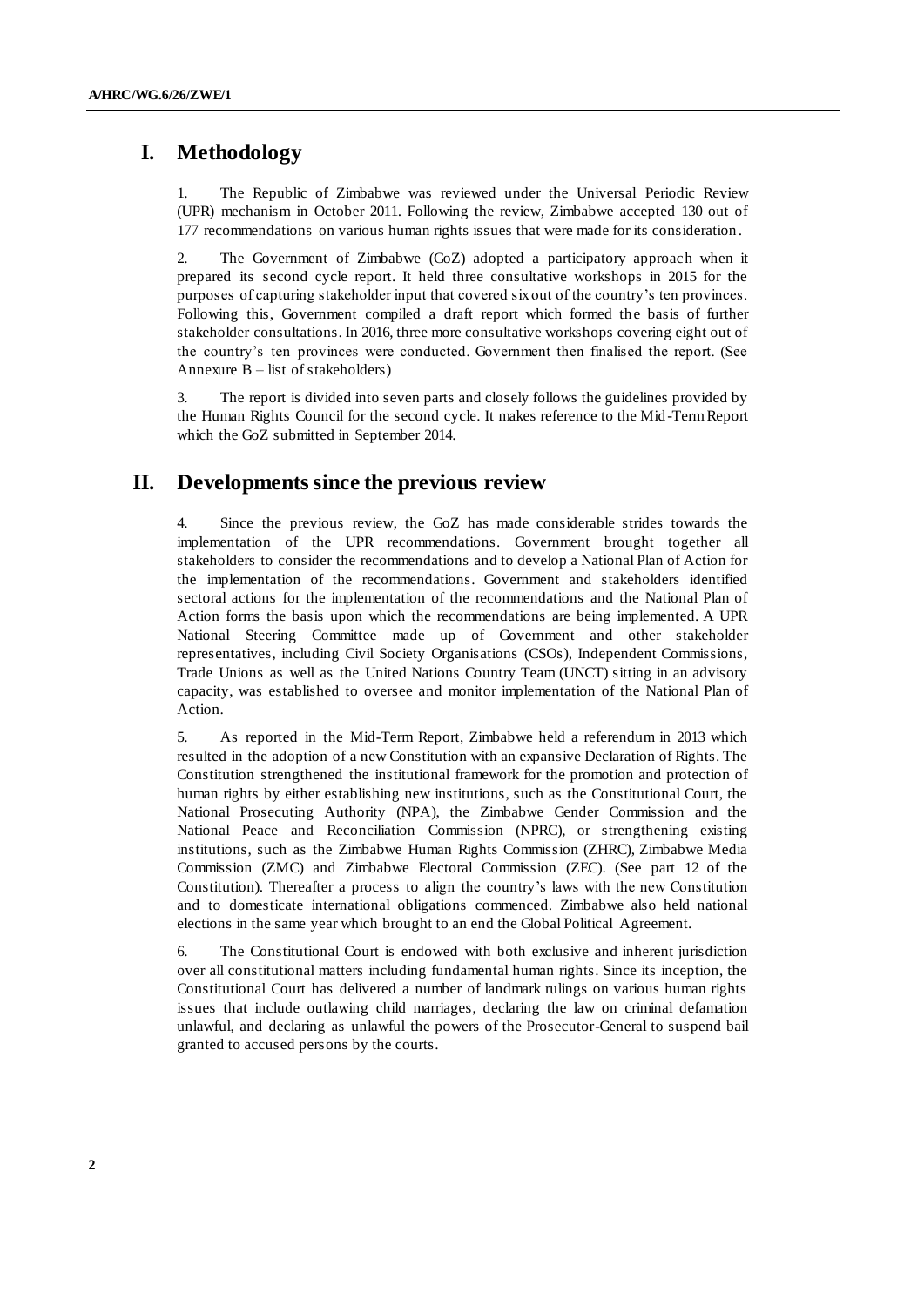# I. Methodology

1. The Republic of Zimbabwe was reviewed under the Universal Periodic Review (UPR) mechanism in October 2011. Following the review, Zimbabwe accepted 130 out of 177 recommendations on various human rights issues that were made for its consideration.

2. The Government of Zimbabwe (GoZ) adopted a participatory approach when it prepared its second cycle report. It held three consultative workshops in 2015 for the purposes of capturing stakeholder input that covered six out of the country's ten provinces. Following this, Government compiled a draft report which formed the basis of further stakeholder consultations. In 2016, three more consultative workshops covering eight out of the country's ten provinces were conducted. Government then finalised the report. (See Annexure B – list of stakeholders)

3. The report is divided into seven parts and closely follows the guidelines provided by the Human Rights Council for the second cycle. It makes reference to the Mid-Term Report which the GoZ submitted in September 2014.

# II. Developments since the previous review

4. Since the previous review, the GoZ has made considerable strides towards the implementation of the UPR recommendations. Government brought together all stakeholders to consider the recommendations and to develop a National Plan of Action for the implementation of the recommendations. Government and stakeholders identified sectoral actions for the implementation of the recommendations and the National Plan of Action forms the basis upon which the recommendations are being implemented. A UPR National Steering Committee made up of Government and other stakeholder representatives, including Civil Society Organisations (CSOs), Independent Commissions, Trade Unions as well as the United Nations Country Team (UNCT) sitting in an advisory capacity, was established to oversee and monitor implementation of the National Plan of Action.

5. As reported in the Mid-Term Report, Zimbabwe held a referendum in 2013 which resulted in the adoption of a new Constitution with an expansive Declaration of Rights. The Constitution strengthened the institutional framework for the promotion and protection of human rights by either establishing new institutions, such as the Constitutional Court, the National Prosecuting Authority (NPA), the Zimbabwe Gender Commission and the National Peace and Reconciliation Commission (NPRC), or strengthening existing institutions, such as the Zimbabwe Human Rights Commission (ZHRC), Zimbabwe Media Commission (ZMC) and Zimbabwe Electoral Commission (ZEC). (See part 12 of the Constitution). Thereafter a process to align the country's laws with the new Constitution and to domesticate international obligations commenced. Zimbabwe also held national elections in the same year which brought to an end the Global Political Agreement.

6. The Constitutional Court is endowed with both exclusive and inherent jurisdiction over all constitutional matters including fundamental human rights. Since its inception, the Constitutional Court has delivered a number of landmark rulings on various human rights issues that include outlawing child marriages, declaring the law on criminal defamation unlawful, and declaring as unlawful the powers of the Prosecutor-General to suspend bail granted to accused persons by the courts.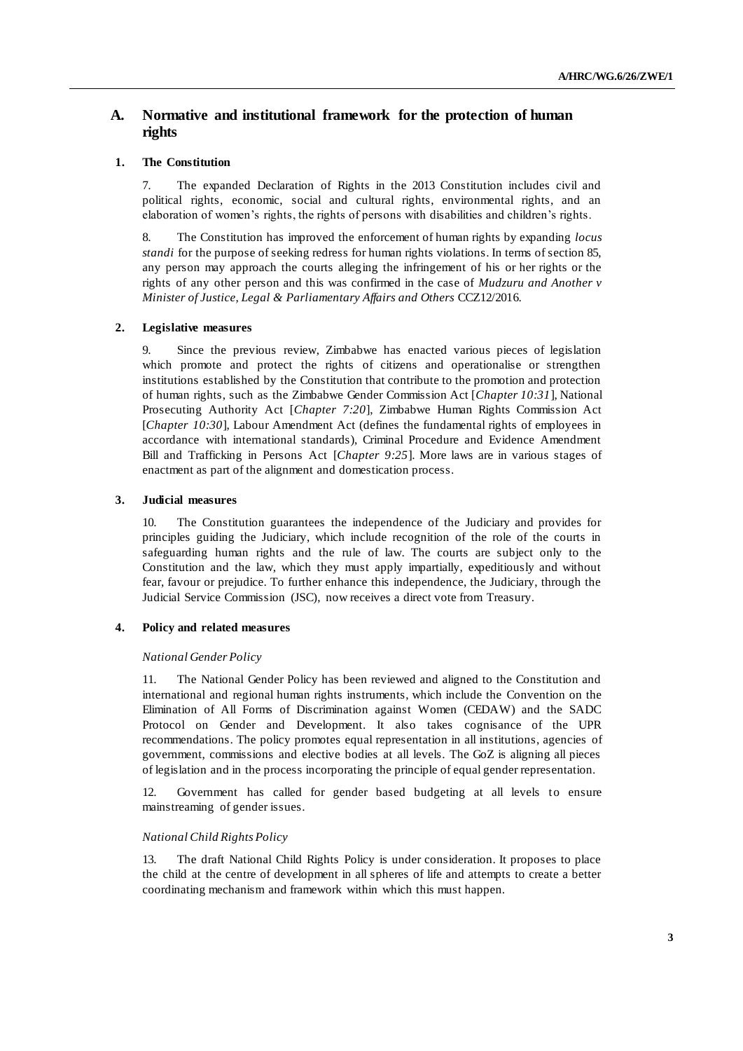## A. Normative and institutional framework for the protection of human rights

### 1. The Constitution

7. The expanded Declaration of Rights in the 2013 Constitution includes civil and political rights, economic, social and cultural rights, environmental rights, and an elaboration of women's rights, the rights of persons with disabilities and children's rights.

8. The Constitution has improved the enforcement of human rights by expanding *locus standi* for the purpose of seeking redress for human rights violations. In terms of section 85, any person may approach the courts alleging the infringement of his or her rights or the rights of any other person and this was confirmed in the case of *Mudzuru and Another v Minister of Justice, Legal & Parliamentary Affairs and Others* CCZ12/2016.

### 2. Legislative measures

9. Since the previous review, Zimbabwe has enacted various pieces of legislation which promote and protect the rights of citizens and operationalise or strengthen institutions established by the Constitution that contribute to the promotion and protection of human rights, such as the Zimbabwe Gender Commission Act [*Chapter 10:31*], National Prosecuting Authority Act [*Chapter 7:20*], Zimbabwe Human Rights Commission Act [*Chapter 10:30*], Labour Amendment Act (defines the fundamental rights of employees in accordance with international standards), Criminal Procedure and Evidence Amendment Bill and Trafficking in Persons Act [*Chapter 9:25*]. More laws are in various stages of enactment as part of the alignment and domestication process.

### 3. Judicial measures

10. The Constitution guarantees the independence of the Judiciary and provides for principles guiding the Judiciary, which include recognition of the role of the courts in safeguarding human rights and the rule of law. The courts are subject only to the Constitution and the law, which they must apply impartially, expeditiously and without fear, favour or prejudice. To further enhance this independence, the Judiciary, through the Judicial Service Commission (JSC), now receives a direct vote from Treasury.

### 4. Policy and related measures

*National Gender Policy*

11. The National Gender Policy has been reviewed and aligned to the Constitution and international and regional human rights instruments, which include the Convention on the Elimination of All Forms of Discrimination against Women (CEDAW) and the SADC Protocol on Gender and Development. It also takes cognisance of the UPR recommendations. The policy promotes equal representation in all institutions, agencies of government, commissions and elective bodies at all levels. The GoZ is aligning all pieces of legislation and in the process incorporating the principle of equal gender representation.

12. Government has called for gender based budgeting at all levels to ensure mainstreaming of gender issues.

*National Child Rights Policy*

13. The draft National Child Rights Policy is under consideration. It proposes to place the child at the centre of development in all spheres of life and attempts to create a better coordinating mechanism and framework within which this must happen.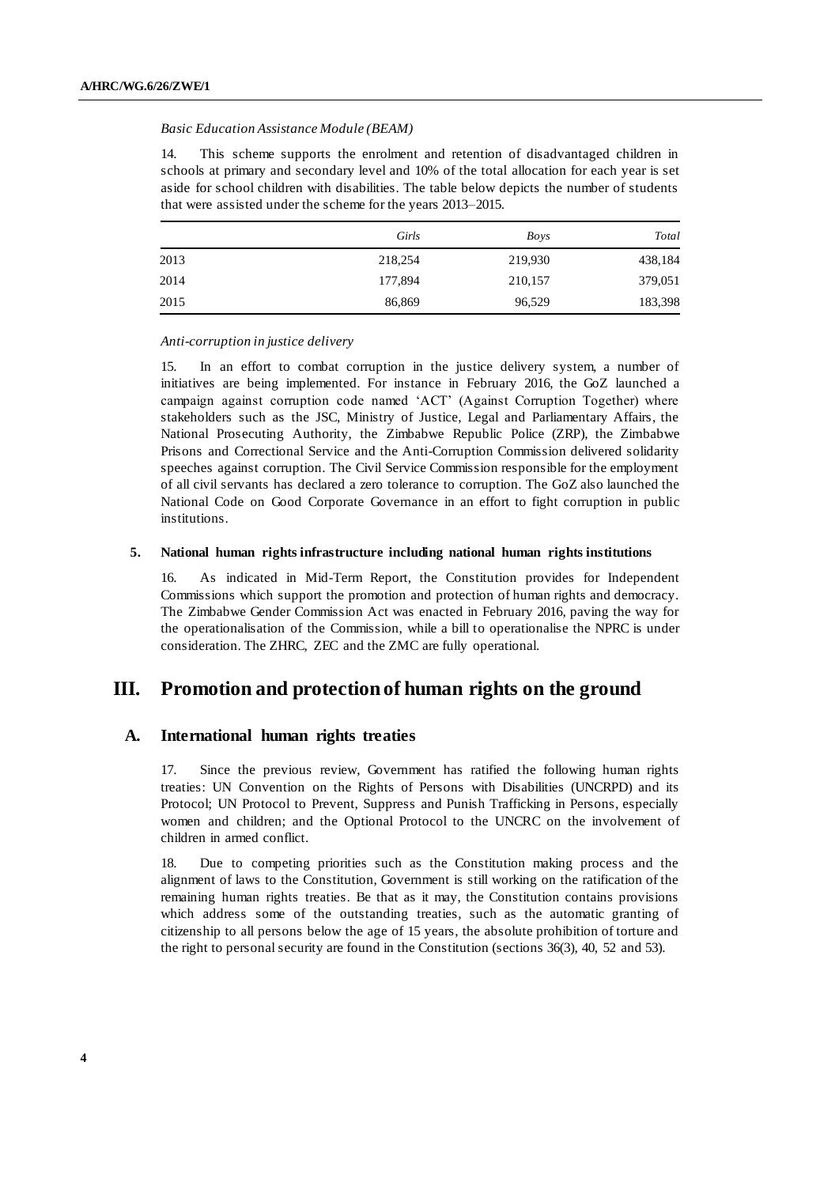*Basic Education Assistance Module (BEAM)*

14. This scheme supports the enrolment and retention of disadvantaged children in schools at primary and secondary level and 10% of the total allocation for each year is set aside for school children with disabilities. The table below depicts the number of students that were assisted under the scheme for the years 2013–2015.

| | *Girls* | *Boys* | *Total* |
|---|---|---|---|
| 2013 | 218,254 | 219,930 | 438,184 |
| 2014 | 177,894 | 210,157 | 379,051 |
| 2015 | 86,869 | 96,529 | 183,398 |

*Anti-corruption in justice delivery*

15. In an effort to combat corruption in the justice delivery system, a number of initiatives are being implemented. For instance in February 2016, the GoZ launched a campaign against corruption code named 'ACT' (Against Corruption Together) where stakeholders such as the JSC, Ministry of Justice, Legal and Parliamentary Affairs, the National Prosecuting Authority, the Zimbabwe Republic Police (ZRP), the Zimbabwe Prisons and Correctional Service and the Anti-Corruption Commission delivered solidarity speeches against corruption. The Civil Service Commission responsible for the employment of all civil servants has declared a zero tolerance to corruption. The GoZ also launched the National Code on Good Corporate Governance in an effort to fight corruption in public institutions.

### 5. National human rights infrastructure including national human rights institutions

16. As indicated in Mid-Term Report, the Constitution provides for Independent Commissions which support the promotion and protection of human rights and democracy. The Zimbabwe Gender Commission Act was enacted in February 2016, paving the way for the operationalisation of the Commission, while a bill to operationalise the NPRC is under consideration. The ZHRC, ZEC and the ZMC are fully operational.

# III. Promotion and protection of human rights on the ground

## A. International human rights treaties

17. Since the previous review, Government has ratified the following human rights treaties: UN Convention on the Rights of Persons with Disabilities (UNCRPD) and its Protocol; UN Protocol to Prevent, Suppress and Punish Trafficking in Persons, especially women and children; and the Optional Protocol to the UNCRC on the involvement of children in armed conflict.

18. Due to competing priorities such as the Constitution making process and the alignment of laws to the Constitution, Government is still working on the ratification of the remaining human rights treaties. Be that as it may, the Constitution contains provisions which address some of the outstanding treaties, such as the automatic granting of citizenship to all persons below the age of 15 years, the absolute prohibition of torture and the right to personal security are found in the Constitution (sections 36(3), 40, 52 and 53).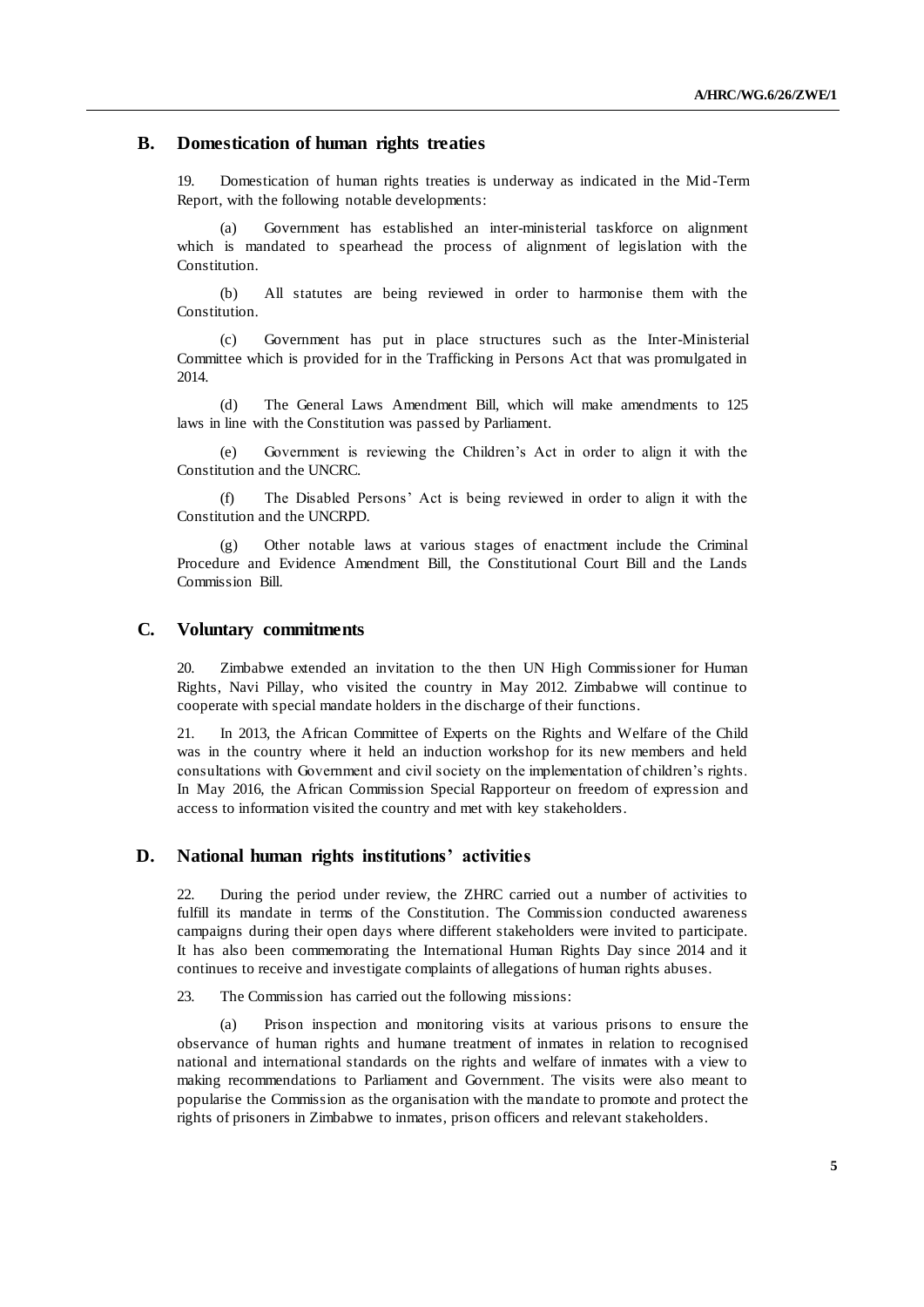## B. Domestication of human rights treaties

19. Domestication of human rights treaties is underway as indicated in the Mid-Term Report, with the following notable developments:

(a) Government has established an inter-ministerial taskforce on alignment which is mandated to spearhead the process of alignment of legislation with the Constitution.

(b) All statutes are being reviewed in order to harmonise them with the Constitution.

(c) Government has put in place structures such as the Inter-Ministerial Committee which is provided for in the Trafficking in Persons Act that was promulgated in 2014.

(d) The General Laws Amendment Bill, which will make amendments to 125 laws in line with the Constitution was passed by Parliament.

(e) Government is reviewing the Children's Act in order to align it with the Constitution and the UNCRC.

(f) The Disabled Persons' Act is being reviewed in order to align it with the Constitution and the UNCRPD.

(g) Other notable laws at various stages of enactment include the Criminal Procedure and Evidence Amendment Bill, the Constitutional Court Bill and the Lands Commission Bill.

## C. Voluntary commitments

20. Zimbabwe extended an invitation to the then UN High Commissioner for Human Rights, Navi Pillay, who visited the country in May 2012. Zimbabwe will continue to cooperate with special mandate holders in the discharge of their functions.

21. In 2013, the African Committee of Experts on the Rights and Welfare of the Child was in the country where it held an induction workshop for its new members and held consultations with Government and civil society on the implementation of children's rights. In May 2016, the African Commission Special Rapporteur on freedom of expression and access to information visited the country and met with key stakeholders.

## D. National human rights institutions' activities

22. During the period under review, the ZHRC carried out a number of activities to fulfill its mandate in terms of the Constitution. The Commission conducted awareness campaigns during their open days where different stakeholders were invited to participate. It has also been commemorating the International Human Rights Day since 2014 and it continues to receive and investigate complaints of allegations of human rights abuses.

23. The Commission has carried out the following missions:

(a) Prison inspection and monitoring visits at various prisons to ensure the observance of human rights and humane treatment of inmates in relation to recognised national and international standards on the rights and welfare of inmates with a view to making recommendations to Parliament and Government. The visits were also meant to popularise the Commission as the organisation with the mandate to promote and protect the rights of prisoners in Zimbabwe to inmates, prison officers and relevant stakeholders.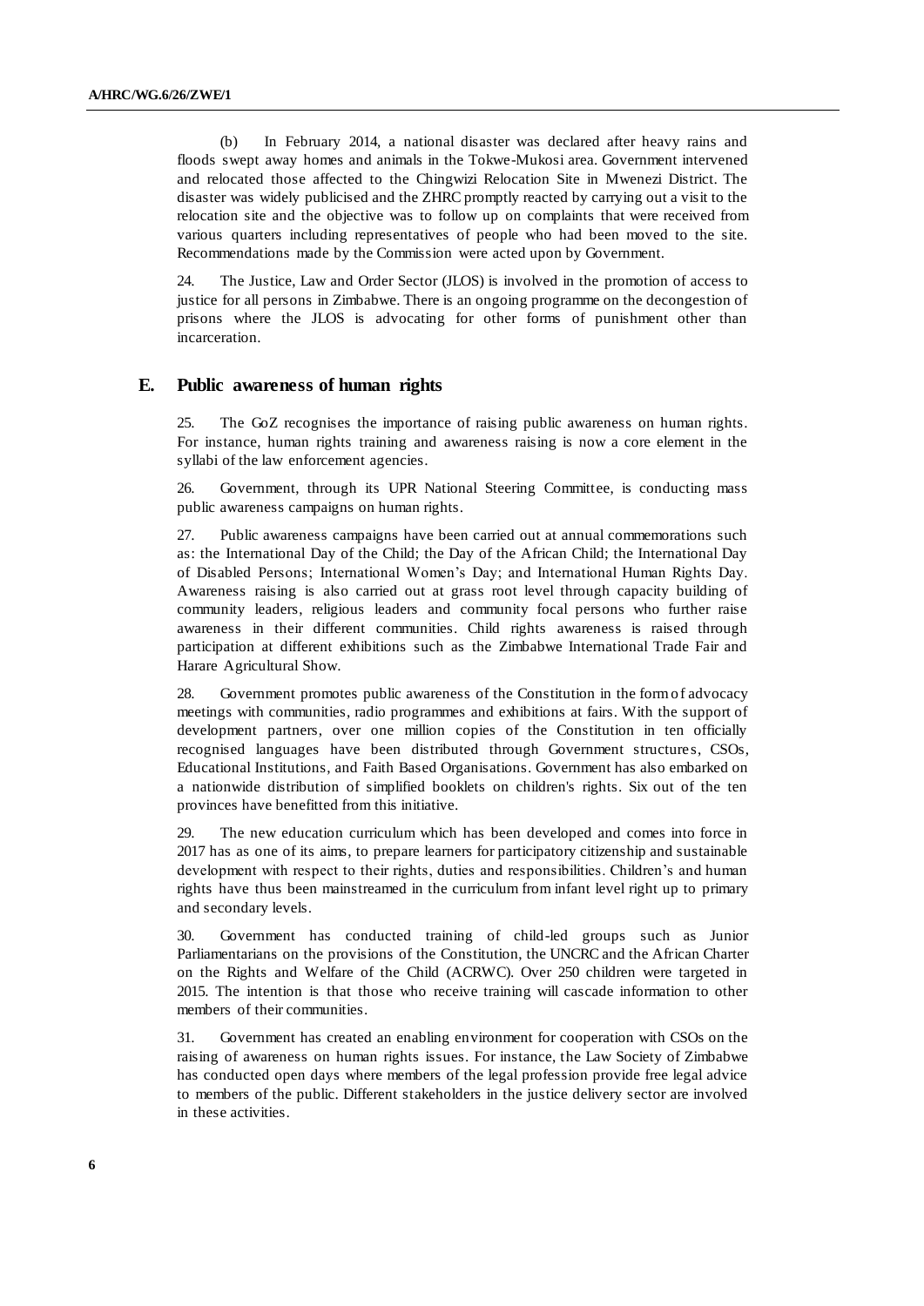(b) In February 2014, a national disaster was declared after heavy rains and floods swept away homes and animals in the Tokwe-Mukosi area. Government intervened and relocated those affected to the Chingwizi Relocation Site in Mwenezi District. The disaster was widely publicised and the ZHRC promptly reacted by carrying out a visit to the relocation site and the objective was to follow up on complaints that were received from various quarters including representatives of people who had been moved to the site. Recommendations made by the Commission were acted upon by Government.

24. The Justice, Law and Order Sector (JLOS) is involved in the promotion of access to justice for all persons in Zimbabwe. There is an ongoing programme on the decongestion of prisons where the JLOS is advocating for other forms of punishment other than incarceration.

## E. Public awareness of human rights

25. The GoZ recognises the importance of raising public awareness on human rights. For instance, human rights training and awareness raising is now a core element in the syllabi of the law enforcement agencies.

26. Government, through its UPR National Steering Committee, is conducting mass public awareness campaigns on human rights.

27. Public awareness campaigns have been carried out at annual commemorations such as: the International Day of the Child; the Day of the African Child; the International Day of Disabled Persons; International Women's Day; and International Human Rights Day. Awareness raising is also carried out at grass root level through capacity building of community leaders, religious leaders and community focal persons who further raise awareness in their different communities. Child rights awareness is raised through participation at different exhibitions such as the Zimbabwe International Trade Fair and Harare Agricultural Show.

28. Government promotes public awareness of the Constitution in the form of advocacy meetings with communities, radio programmes and exhibitions at fairs. With the support of development partners, over one million copies of the Constitution in ten officially recognised languages have been distributed through Government structures, CSOs, Educational Institutions, and Faith Based Organisations. Government has also embarked on a nationwide distribution of simplified booklets on children's rights. Six out of the ten provinces have benefitted from this initiative.

29. The new education curriculum which has been developed and comes into force in 2017 has as one of its aims, to prepare learners for participatory citizenship and sustainable development with respect to their rights, duties and responsibilities. Children's and human rights have thus been mainstreamed in the curriculum from infant level right up to primary and secondary levels.

30. Government has conducted training of child-led groups such as Junior Parliamentarians on the provisions of the Constitution, the UNCRC and the African Charter on the Rights and Welfare of the Child (ACRWC). Over 250 children were targeted in 2015. The intention is that those who receive training will cascade information to other members of their communities.

31. Government has created an enabling environment for cooperation with CSOs on the raising of awareness on human rights issues. For instance, the Law Society of Zimbabwe has conducted open days where members of the legal profession provide free legal advice to members of the public. Different stakeholders in the justice delivery sector are involved in these activities.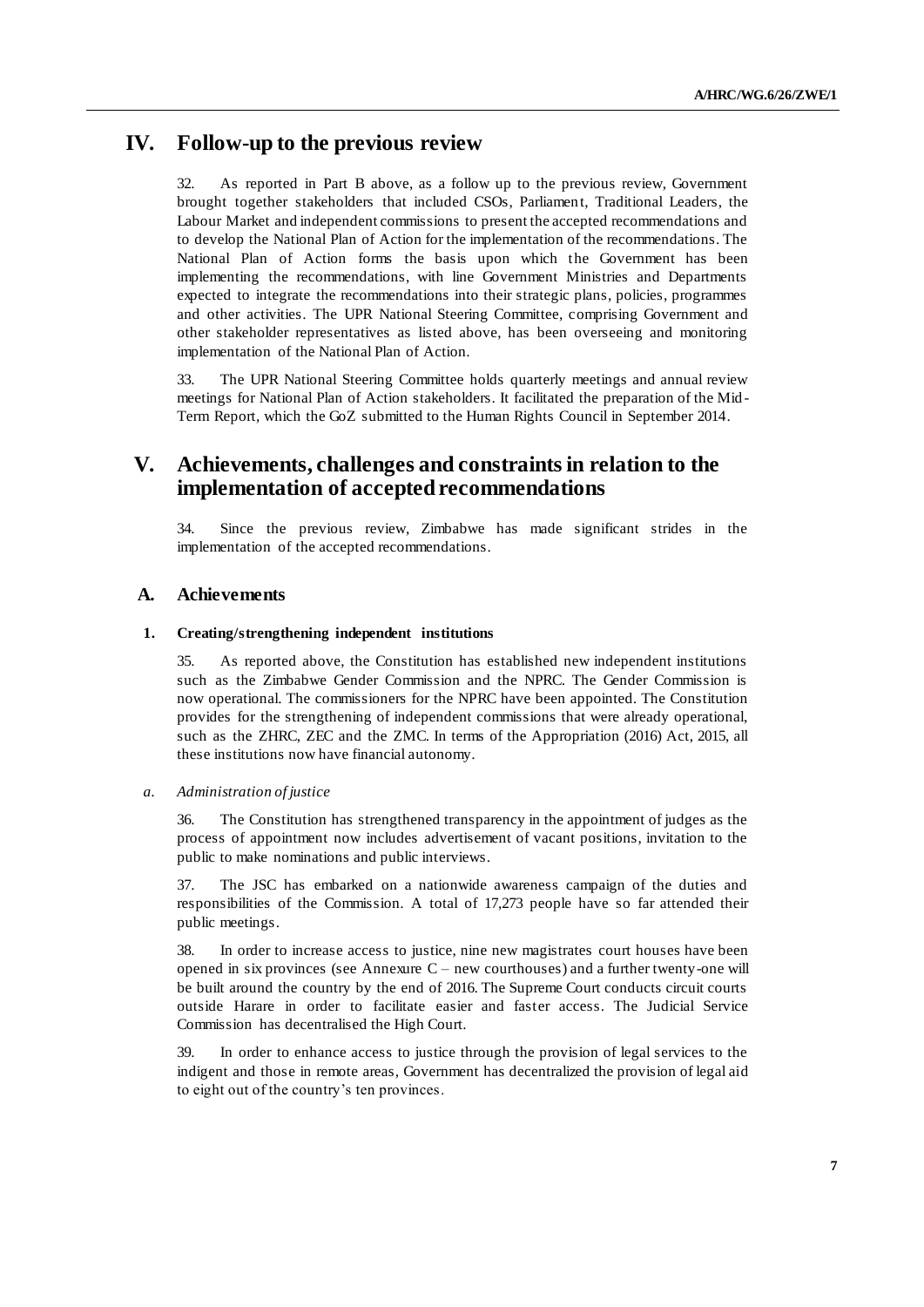## IV. Follow-up to the previous review

32. As reported in Part B above, as a follow up to the previous review, Government brought together stakeholders that included CSOs, Parliament, Traditional Leaders, the Labour Market and independent commissions to present the accepted recommendations and to develop the National Plan of Action for the implementation of the recommendations. The National Plan of Action forms the basis upon which the Government has been implementing the recommendations, with line Government Ministries and Departments expected to integrate the recommendations into their strategic plans, policies, programmes and other activities. The UPR National Steering Committee, comprising Government and other stakeholder representatives as listed above, has been overseeing and monitoring implementation of the National Plan of Action.

33. The UPR National Steering Committee holds quarterly meetings and annual review meetings for National Plan of Action stakeholders. It facilitated the preparation of the Mid-Term Report, which the GoZ submitted to the Human Rights Council in September 2014.

## V. Achievements, challenges and constraints in relation to the implementation of accepted recommendations

34. Since the previous review, Zimbabwe has made significant strides in the implementation of the accepted recommendations.

### A. Achievements

#### 1. Creating/strengthening independent institutions

35. As reported above, the Constitution has established new independent institutions such as the Zimbabwe Gender Commission and the NPRC. The Gender Commission is now operational. The commissioners for the NPRC have been appointed. The Constitution provides for the strengthening of independent commissions that were already operational, such as the ZHRC, ZEC and the ZMC. In terms of the Appropriation (2016) Act, 2015, all these institutions now have financial autonomy.

*a. Administration of justice*

36. The Constitution has strengthened transparency in the appointment of judges as the process of appointment now includes advertisement of vacant positions, invitation to the public to make nominations and public interviews.

37. The JSC has embarked on a nationwide awareness campaign of the duties and responsibilities of the Commission. A total of 17,273 people have so far attended their public meetings.

38. In order to increase access to justice, nine new magistrates court houses have been opened in six provinces (see Annexure C – new courthouses) and a further twenty-one will be built around the country by the end of 2016. The Supreme Court conducts circuit courts outside Harare in order to facilitate easier and faster access. The Judicial Service Commission has decentralised the High Court.

39. In order to enhance access to justice through the provision of legal services to the indigent and those in remote areas, Government has decentralized the provision of legal aid to eight out of the country's ten provinces.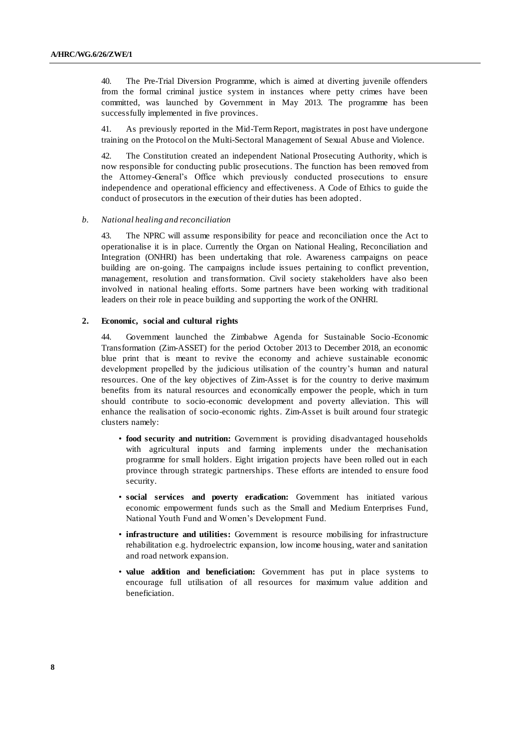40. The Pre-Trial Diversion Programme, which is aimed at diverting juvenile offenders from the formal criminal justice system in instances where petty crimes have been committed, was launched by Government in May 2013. The programme has been successfully implemented in five provinces.

41. As previously reported in the Mid-Term Report, magistrates in post have undergone training on the Protocol on the Multi-Sectoral Management of Sexual Abuse and Violence.

42. The Constitution created an independent National Prosecuting Authority, which is now responsible for conducting public prosecutions. The function has been removed from the Attorney-General's Office which previously conducted prosecutions to ensure independence and operational efficiency and effectiveness. A Code of Ethics to guide the conduct of prosecutors in the execution of their duties has been adopted.

*b. National healing and reconciliation*

43. The NPRC will assume responsibility for peace and reconciliation once the Act to operationalise it is in place. Currently the Organ on National Healing, Reconciliation and Integration (ONHRI) has been undertaking that role. Awareness campaigns on peace building are on-going. The campaigns include issues pertaining to conflict prevention, management, resolution and transformation. Civil society stakeholders have also been involved in national healing efforts. Some partners have been working with traditional leaders on their role in peace building and supporting the work of the ONHRI.

### 2. Economic, social and cultural rights

44. Government launched the Zimbabwe Agenda for Sustainable Socio-Economic Transformation (Zim-ASSET) for the period October 2013 to December 2018, an economic blue print that is meant to revive the economy and achieve sustainable economic development propelled by the judicious utilisation of the country's human and natural resources. One of the key objectives of Zim-Asset is for the country to derive maximum benefits from its natural resources and economically empower the people, which in turn should contribute to socio-economic development and poverty alleviation. This will enhance the realisation of socio-economic rights. Zim-Asset is built around four strategic clusters namely:

- **food security and nutrition:** Government is providing disadvantaged households with agricultural inputs and farming implements under the mechanisation programme for small holders. Eight irrigation projects have been rolled out in each province through strategic partnerships. These efforts are intended to ensure food security.
- **social services and poverty eradication:** Government has initiated various economic empowerment funds such as the Small and Medium Enterprises Fund, National Youth Fund and Women's Development Fund.
- **infrastructure and utilities:** Government is resource mobilising for infrastructure rehabilitation e.g. hydroelectric expansion, low income housing, water and sanitation and road network expansion.
- **value addition and beneficiation:** Government has put in place systems to encourage full utilisation of all resources for maximum value addition and beneficiation.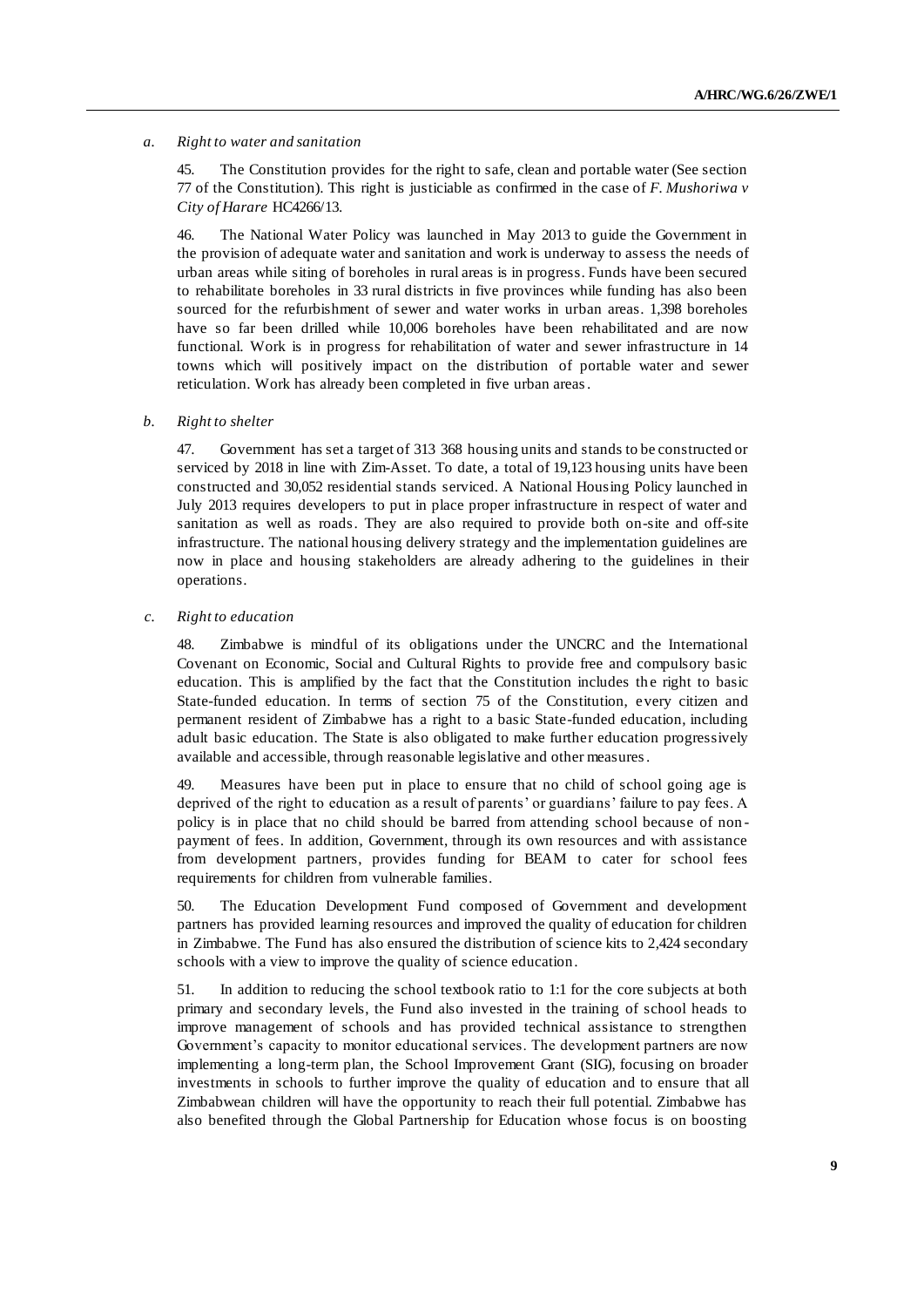*a. Right to water and sanitation*

45. The Constitution provides for the right to safe, clean and portable water (See section 77 of the Constitution). This right is justiciable as confirmed in the case of *F. Mushoriwa v City of Harare* HC4266/13.

46. The National Water Policy was launched in May 2013 to guide the Government in the provision of adequate water and sanitation and work is underway to assess the needs of urban areas while siting of boreholes in rural areas is in progress. Funds have been secured to rehabilitate boreholes in 33 rural districts in five provinces while funding has also been sourced for the refurbishment of sewer and water works in urban areas. 1,398 boreholes have so far been drilled while 10,006 boreholes have been rehabilitated and are now functional. Work is in progress for rehabilitation of water and sewer infrastructure in 14 towns which will positively impact on the distribution of portable water and sewer reticulation. Work has already been completed in five urban areas.

*b. Right to shelter*

47. Government has set a target of 313 368 housing units and stands to be constructed or serviced by 2018 in line with Zim-Asset. To date, a total of 19,123 housing units have been constructed and 30,052 residential stands serviced. A National Housing Policy launched in July 2013 requires developers to put in place proper infrastructure in respect of water and sanitation as well as roads. They are also required to provide both on-site and off-site infrastructure. The national housing delivery strategy and the implementation guidelines are now in place and housing stakeholders are already adhering to the guidelines in their operations.

*c. Right to education*

48. Zimbabwe is mindful of its obligations under the UNCRC and the International Covenant on Economic, Social and Cultural Rights to provide free and compulsory basic education. This is amplified by the fact that the Constitution includes the right to basic State-funded education. In terms of section 75 of the Constitution, every citizen and permanent resident of Zimbabwe has a right to a basic State-funded education, including adult basic education. The State is also obligated to make further education progressively available and accessible, through reasonable legislative and other measures.

49. Measures have been put in place to ensure that no child of school going age is deprived of the right to education as a result of parents' or guardians' failure to pay fees. A policy is in place that no child should be barred from attending school because of non-payment of fees. In addition, Government, through its own resources and with assistance from development partners, provides funding for BEAM to cater for school fees requirements for children from vulnerable families.

50. The Education Development Fund composed of Government and development partners has provided learning resources and improved the quality of education for children in Zimbabwe. The Fund has also ensured the distribution of science kits to 2,424 secondary schools with a view to improve the quality of science education.

51. In addition to reducing the school textbook ratio to 1:1 for the core subjects at both primary and secondary levels, the Fund also invested in the training of school heads to improve management of schools and has provided technical assistance to strengthen Government's capacity to monitor educational services. The development partners are now implementing a long-term plan, the School Improvement Grant (SIG), focusing on broader investments in schools to further improve the quality of education and to ensure that all Zimbabwean children will have the opportunity to reach their full potential. Zimbabwe has also benefited through the Global Partnership for Education whose focus is on boosting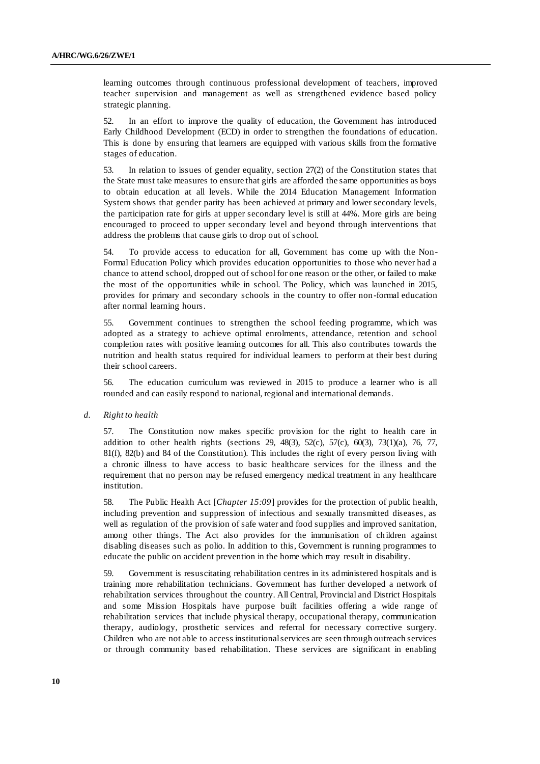learning outcomes through continuous professional development of teachers, improved teacher supervision and management as well as strengthened evidence based policy strategic planning.

52. In an effort to improve the quality of education, the Government has introduced Early Childhood Development (ECD) in order to strengthen the foundations of education. This is done by ensuring that learners are equipped with various skills from the formative stages of education.

53. In relation to issues of gender equality, section 27(2) of the Constitution states that the State must take measures to ensure that girls are afforded the same opportunities as boys to obtain education at all levels. While the 2014 Education Management Information System shows that gender parity has been achieved at primary and lower secondary levels, the participation rate for girls at upper secondary level is still at 44%. More girls are being encouraged to proceed to upper secondary level and beyond through interventions that address the problems that cause girls to drop out of school.

54. To provide access to education for all, Government has come up with the Non-Formal Education Policy which provides education opportunities to those who never had a chance to attend school, dropped out of school for one reason or the other, or failed to make the most of the opportunities while in school. The Policy, which was launched in 2015, provides for primary and secondary schools in the country to offer non-formal education after normal learning hours.

55. Government continues to strengthen the school feeding programme, which was adopted as a strategy to achieve optimal enrolments, attendance, retention and school completion rates with positive learning outcomes for all. This also contributes towards the nutrition and health status required for individual learners to perform at their best during their school careers.

56. The education curriculum was reviewed in 2015 to produce a learner who is all rounded and can easily respond to national, regional and international demands.

*d. Right to health*

57. The Constitution now makes specific provision for the right to health care in addition to other health rights (sections 29, 48(3), 52(c), 57(c), 60(3), 73(1)(a), 76, 77, 81(f), 82(b) and 84 of the Constitution). This includes the right of every person living with a chronic illness to have access to basic healthcare services for the illness and the requirement that no person may be refused emergency medical treatment in any healthcare institution.

58. The Public Health Act [*Chapter 15:09*] provides for the protection of public health, including prevention and suppression of infectious and sexually transmitted diseases, as well as regulation of the provision of safe water and food supplies and improved sanitation, among other things. The Act also provides for the immunisation of children against disabling diseases such as polio. In addition to this, Government is running programmes to educate the public on accident prevention in the home which may result in disability.

59. Government is resuscitating rehabilitation centres in its administered hospitals and is training more rehabilitation technicians. Government has further developed a network of rehabilitation services throughout the country. All Central, Provincial and District Hospitals and some Mission Hospitals have purpose built facilities offering a wide range of rehabilitation services that include physical therapy, occupational therapy, communication therapy, audiology, prosthetic services and referral for necessary corrective surgery. Children who are not able to access institutional services are seen through outreach services or through community based rehabilitation. These services are significant in enabling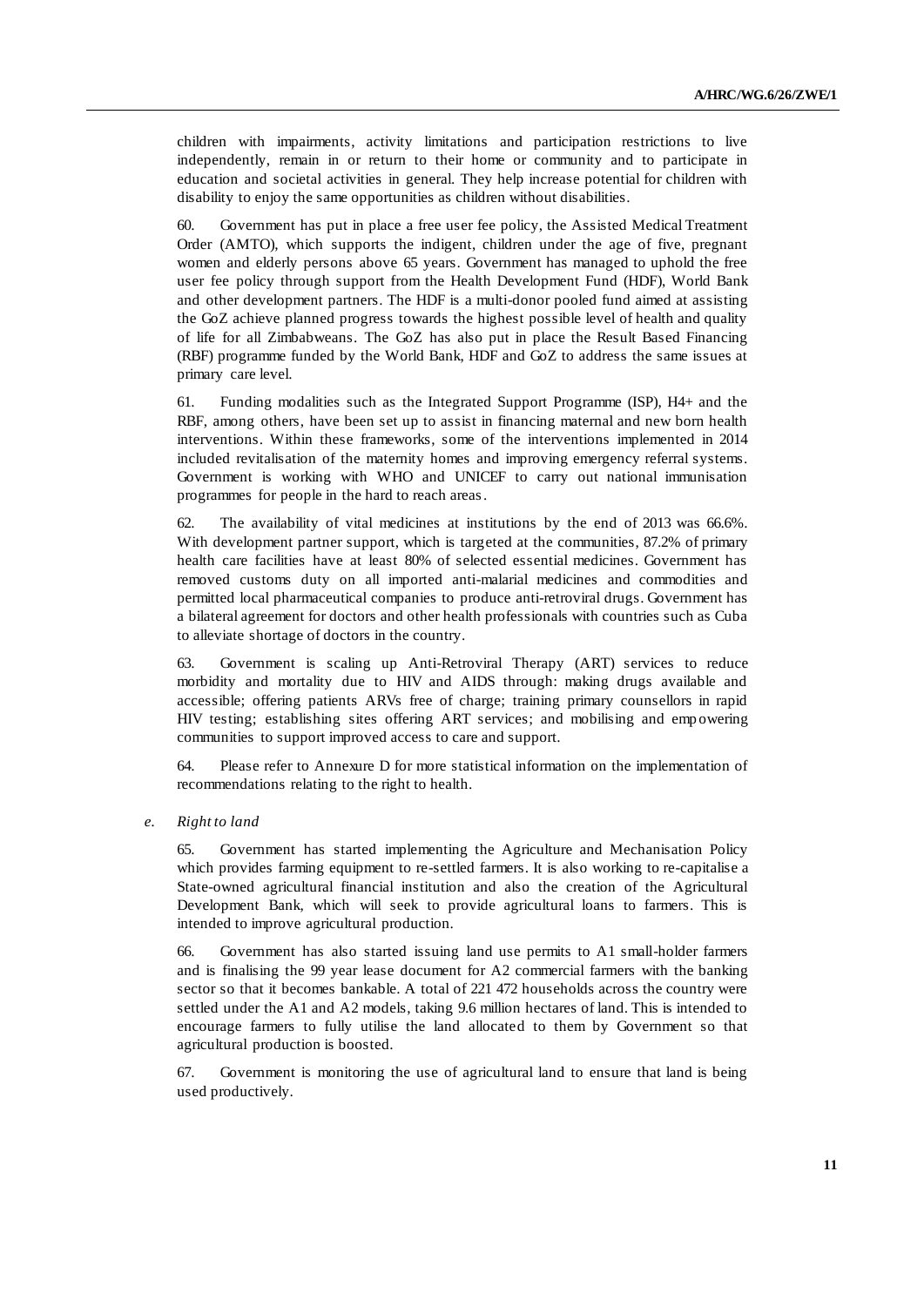children with impairments, activity limitations and participation restrictions to live independently, remain in or return to their home or community and to participate in education and societal activities in general. They help increase potential for children with disability to enjoy the same opportunities as children without disabilities.

60. Government has put in place a free user fee policy, the Assisted Medical Treatment Order (AMTO), which supports the indigent, children under the age of five, pregnant women and elderly persons above 65 years. Government has managed to uphold the free user fee policy through support from the Health Development Fund (HDF), World Bank and other development partners. The HDF is a multi-donor pooled fund aimed at assisting the GoZ achieve planned progress towards the highest possible level of health and quality of life for all Zimbabweans. The GoZ has also put in place the Result Based Financing (RBF) programme funded by the World Bank, HDF and GoZ to address the same issues at primary care level.

61. Funding modalities such as the Integrated Support Programme (ISP), H4+ and the RBF, among others, have been set up to assist in financing maternal and new born health interventions. Within these frameworks, some of the interventions implemented in 2014 included revitalisation of the maternity homes and improving emergency referral systems. Government is working with WHO and UNICEF to carry out national immunisation programmes for people in the hard to reach areas.

62. The availability of vital medicines at institutions by the end of 2013 was 66.6%. With development partner support, which is targeted at the communities, 87.2% of primary health care facilities have at least 80% of selected essential medicines. Government has removed customs duty on all imported anti-malarial medicines and commodities and permitted local pharmaceutical companies to produce anti-retroviral drugs. Government has a bilateral agreement for doctors and other health professionals with countries such as Cuba to alleviate shortage of doctors in the country.

63. Government is scaling up Anti-Retroviral Therapy (ART) services to reduce morbidity and mortality due to HIV and AIDS through: making drugs available and accessible; offering patients ARVs free of charge; training primary counsellors in rapid HIV testing; establishing sites offering ART services; and mobilising and empowering communities to support improved access to care and support.

64. Please refer to Annexure D for more statistical information on the implementation of recommendations relating to the right to health.

*e. Right to land*

65. Government has started implementing the Agriculture and Mechanisation Policy which provides farming equipment to re-settled farmers. It is also working to re-capitalise a State-owned agricultural financial institution and also the creation of the Agricultural Development Bank, which will seek to provide agricultural loans to farmers. This is intended to improve agricultural production.

66. Government has also started issuing land use permits to A1 small-holder farmers and is finalising the 99 year lease document for A2 commercial farmers with the banking sector so that it becomes bankable. A total of 221 472 households across the country were settled under the A1 and A2 models, taking 9.6 million hectares of land. This is intended to encourage farmers to fully utilise the land allocated to them by Government so that agricultural production is boosted.

67. Government is monitoring the use of agricultural land to ensure that land is being used productively.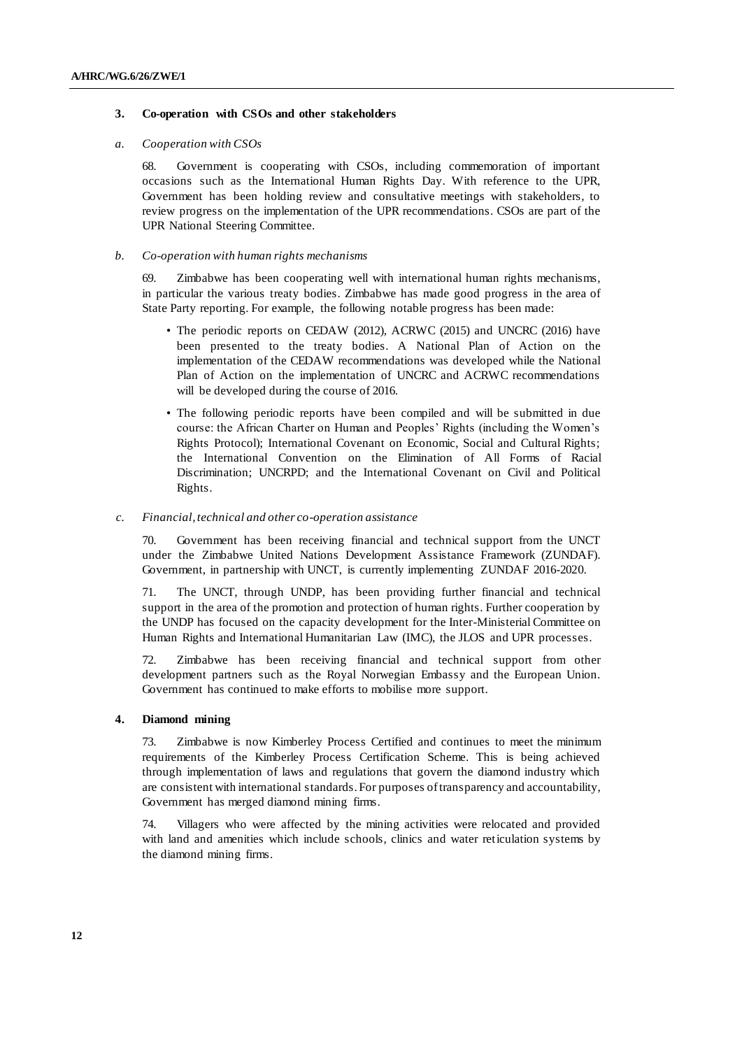### 3. Co-operation with CSOs and other stakeholders

#### *a. Cooperation with CSOs*

68. Government is cooperating with CSOs, including commemoration of important occasions such as the International Human Rights Day. With reference to the UPR, Government has been holding review and consultative meetings with stakeholders, to review progress on the implementation of the UPR recommendations. CSOs are part of the UPR National Steering Committee.

#### *b. Co-operation with human rights mechanisms*

69. Zimbabwe has been cooperating well with international human rights mechanisms, in particular the various treaty bodies. Zimbabwe has made good progress in the area of State Party reporting. For example, the following notable progress has been made:

- The periodic reports on CEDAW (2012), ACRWC (2015) and UNCRC (2016) have been presented to the treaty bodies. A National Plan of Action on the implementation of the CEDAW recommendations was developed while the National Plan of Action on the implementation of UNCRC and ACRWC recommendations will be developed during the course of 2016.
- The following periodic reports have been compiled and will be submitted in due course: the African Charter on Human and Peoples' Rights (including the Women's Rights Protocol); International Covenant on Economic, Social and Cultural Rights; the International Convention on the Elimination of All Forms of Racial Discrimination; UNCRPD; and the International Covenant on Civil and Political Rights.

#### *c. Financial, technical and other co-operation assistance*

70. Government has been receiving financial and technical support from the UNCT under the Zimbabwe United Nations Development Assistance Framework (ZUNDAF). Government, in partnership with UNCT, is currently implementing ZUNDAF 2016-2020.

71. The UNCT, through UNDP, has been providing further financial and technical support in the area of the promotion and protection of human rights. Further cooperation by the UNDP has focused on the capacity development for the Inter-Ministerial Committee on Human Rights and International Humanitarian Law (IMC), the JLOS and UPR processes.

72. Zimbabwe has been receiving financial and technical support from other development partners such as the Royal Norwegian Embassy and the European Union. Government has continued to make efforts to mobilise more support.

### 4. Diamond mining

73. Zimbabwe is now Kimberley Process Certified and continues to meet the minimum requirements of the Kimberley Process Certification Scheme. This is being achieved through implementation of laws and regulations that govern the diamond industry which are consistent with international standards. For purposes of transparency and accountability, Government has merged diamond mining firms.

74. Villagers who were affected by the mining activities were relocated and provided with land and amenities which include schools, clinics and water reticulation systems by the diamond mining firms.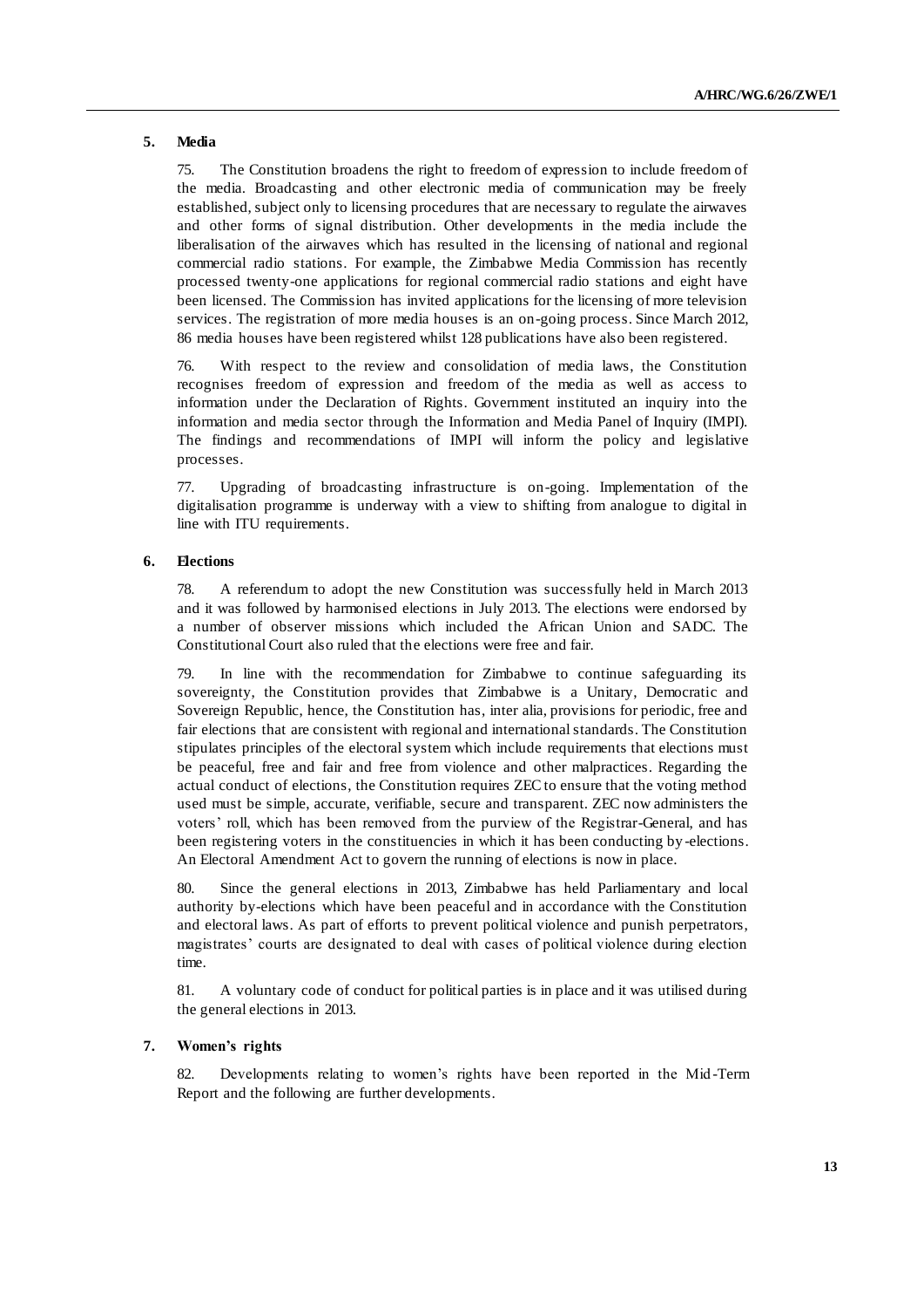### 5. Media

75. The Constitution broadens the right to freedom of expression to include freedom of the media. Broadcasting and other electronic media of communication may be freely established, subject only to licensing procedures that are necessary to regulate the airwaves and other forms of signal distribution. Other developments in the media include the liberalisation of the airwaves which has resulted in the licensing of national and regional commercial radio stations. For example, the Zimbabwe Media Commission has recently processed twenty-one applications for regional commercial radio stations and eight have been licensed. The Commission has invited applications for the licensing of more television services. The registration of more media houses is an on-going process. Since March 2012, 86 media houses have been registered whilst 128 publications have also been registered.

76. With respect to the review and consolidation of media laws, the Constitution recognises freedom of expression and freedom of the media as well as access to information under the Declaration of Rights. Government instituted an inquiry into the information and media sector through the Information and Media Panel of Inquiry (IMPI). The findings and recommendations of IMPI will inform the policy and legislative processes.

77. Upgrading of broadcasting infrastructure is on-going. Implementation of the digitalisation programme is underway with a view to shifting from analogue to digital in line with ITU requirements.

### 6. Elections

78. A referendum to adopt the new Constitution was successfully held in March 2013 and it was followed by harmonised elections in July 2013. The elections were endorsed by a number of observer missions which included the African Union and SADC. The Constitutional Court also ruled that the elections were free and fair.

79. In line with the recommendation for Zimbabwe to continue safeguarding its sovereignty, the Constitution provides that Zimbabwe is a Unitary, Democratic and Sovereign Republic, hence, the Constitution has, inter alia, provisions for periodic, free and fair elections that are consistent with regional and international standards. The Constitution stipulates principles of the electoral system which include requirements that elections must be peaceful, free and fair and free from violence and other malpractices. Regarding the actual conduct of elections, the Constitution requires ZEC to ensure that the voting method used must be simple, accurate, verifiable, secure and transparent. ZEC now administers the voters' roll, which has been removed from the purview of the Registrar-General, and has been registering voters in the constituencies in which it has been conducting by-elections. An Electoral Amendment Act to govern the running of elections is now in place.

80. Since the general elections in 2013, Zimbabwe has held Parliamentary and local authority by-elections which have been peaceful and in accordance with the Constitution and electoral laws. As part of efforts to prevent political violence and punish perpetrators, magistrates' courts are designated to deal with cases of political violence during election time.

81. A voluntary code of conduct for political parties is in place and it was utilised during the general elections in 2013.

### 7. Women's rights

82. Developments relating to women's rights have been reported in the Mid-Term Report and the following are further developments.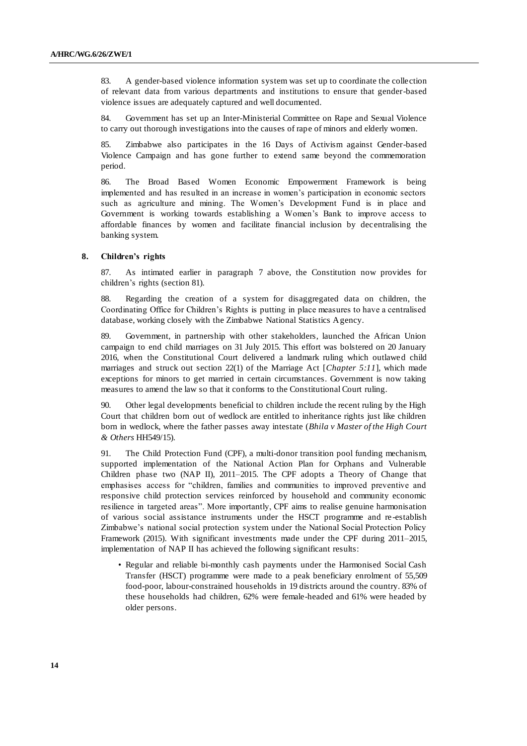83. A gender-based violence information system was set up to coordinate the collection of relevant data from various departments and institutions to ensure that gender-based violence issues are adequately captured and well documented.

84. Government has set up an Inter-Ministerial Committee on Rape and Sexual Violence to carry out thorough investigations into the causes of rape of minors and elderly women.

85. Zimbabwe also participates in the 16 Days of Activism against Gender-based Violence Campaign and has gone further to extend same beyond the commemoration period.

86. The Broad Based Women Economic Empowerment Framework is being implemented and has resulted in an increase in women's participation in economic sectors such as agriculture and mining. The Women's Development Fund is in place and Government is working towards establishing a Women's Bank to improve access to affordable finances by women and facilitate financial inclusion by decentralising the banking system.

### 8. Children's rights

87. As intimated earlier in paragraph 7 above, the Constitution now provides for children's rights (section 81).

88. Regarding the creation of a system for disaggregated data on children, the Coordinating Office for Children's Rights is putting in place measures to have a centralised database, working closely with the Zimbabwe National Statistics Agency.

89. Government, in partnership with other stakeholders, launched the African Union campaign to end child marriages on 31 July 2015. This effort was bolstered on 20 January 2016, when the Constitutional Court delivered a landmark ruling which outlawed child marriages and struck out section 22(1) of the Marriage Act [*Chapter 5:11*], which made exceptions for minors to get married in certain circumstances. Government is now taking measures to amend the law so that it conforms to the Constitutional Court ruling.

90. Other legal developments beneficial to children include the recent ruling by the High Court that children born out of wedlock are entitled to inheritance rights just like children born in wedlock, where the father passes away intestate (*Bhila v Master of the High Court & Others* HH549/15).

91. The Child Protection Fund (CPF), a multi-donor transition pool funding mechanism, supported implementation of the National Action Plan for Orphans and Vulnerable Children phase two (NAP II), 2011–2015. The CPF adopts a Theory of Change that emphasises access for "children, families and communities to improved preventive and responsive child protection services reinforced by household and community economic resilience in targeted areas". More importantly, CPF aims to realise genuine harmonisation of various social assistance instruments under the HSCT programme and re-establish Zimbabwe's national social protection system under the National Social Protection Policy Framework (2015). With significant investments made under the CPF during 2011–2015, implementation of NAP II has achieved the following significant results:

- Regular and reliable bi-monthly cash payments under the Harmonised Social Cash Transfer (HSCT) programme were made to a peak beneficiary enrolment of 55,509 food-poor, labour-constrained households in 19 districts around the country. 83% of these households had children, 62% were female-headed and 61% were headed by older persons.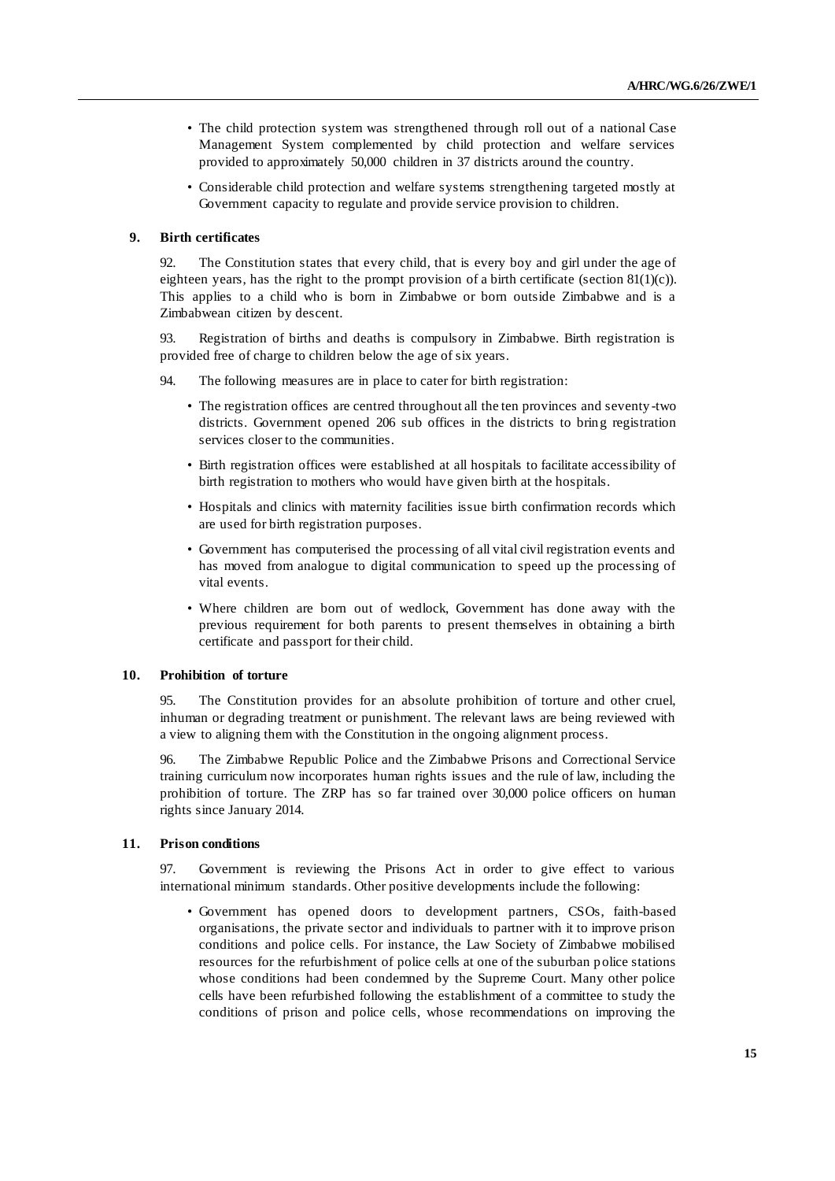- The child protection system was strengthened through roll out of a national Case Management System complemented by child protection and welfare services provided to approximately 50,000 children in 37 districts around the country.
- Considerable child protection and welfare systems strengthening targeted mostly at Government capacity to regulate and provide service provision to children.

### 9. Birth certificates

92. The Constitution states that every child, that is every boy and girl under the age of eighteen years, has the right to the prompt provision of a birth certificate (section 81(1)(c)). This applies to a child who is born in Zimbabwe or born outside Zimbabwe and is a Zimbabwean citizen by descent.

93. Registration of births and deaths is compulsory in Zimbabwe. Birth registration is provided free of charge to children below the age of six years.

94. The following measures are in place to cater for birth registration:

- The registration offices are centred throughout all the ten provinces and seventy-two districts. Government opened 206 sub offices in the districts to bring registration services closer to the communities.
- Birth registration offices were established at all hospitals to facilitate accessibility of birth registration to mothers who would have given birth at the hospitals.
- Hospitals and clinics with maternity facilities issue birth confirmation records which are used for birth registration purposes.
- Government has computerised the processing of all vital civil registration events and has moved from analogue to digital communication to speed up the processing of vital events.
- Where children are born out of wedlock, Government has done away with the previous requirement for both parents to present themselves in obtaining a birth certificate and passport for their child.

### 10. Prohibition of torture

95. The Constitution provides for an absolute prohibition of torture and other cruel, inhuman or degrading treatment or punishment. The relevant laws are being reviewed with a view to aligning them with the Constitution in the ongoing alignment process.

96. The Zimbabwe Republic Police and the Zimbabwe Prisons and Correctional Service training curriculum now incorporates human rights issues and the rule of law, including the prohibition of torture. The ZRP has so far trained over 30,000 police officers on human rights since January 2014.

### 11. Prison conditions

97. Government is reviewing the Prisons Act in order to give effect to various international minimum standards. Other positive developments include the following:

- Government has opened doors to development partners, CSOs, faith-based organisations, the private sector and individuals to partner with it to improve prison conditions and police cells. For instance, the Law Society of Zimbabwe mobilised resources for the refurbishment of police cells at one of the suburban police stations whose conditions had been condemned by the Supreme Court. Many other police cells have been refurbished following the establishment of a committee to study the conditions of prison and police cells, whose recommendations on improving the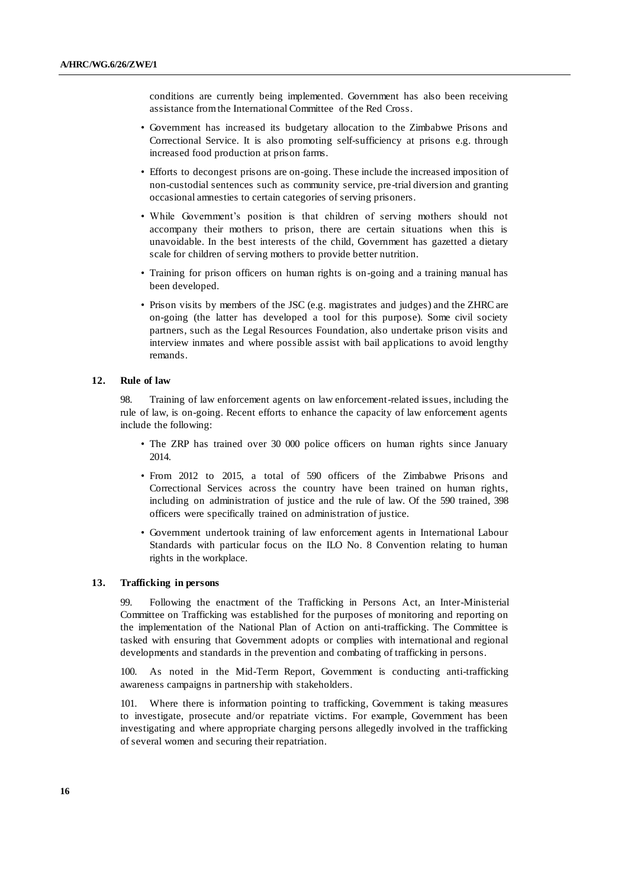conditions are currently being implemented. Government has also been receiving assistance from the International Committee of the Red Cross.

- Government has increased its budgetary allocation to the Zimbabwe Prisons and Correctional Service. It is also promoting self-sufficiency at prisons e.g. through increased food production at prison farms.
- Efforts to decongest prisons are on-going. These include the increased imposition of non-custodial sentences such as community service, pre-trial diversion and granting occasional amnesties to certain categories of serving prisoners.
- While Government's position is that children of serving mothers should not accompany their mothers to prison, there are certain situations when this is unavoidable. In the best interests of the child, Government has gazetted a dietary scale for children of serving mothers to provide better nutrition.
- Training for prison officers on human rights is on-going and a training manual has been developed.
- Prison visits by members of the JSC (e.g. magistrates and judges) and the ZHRC are on-going (the latter has developed a tool for this purpose). Some civil society partners, such as the Legal Resources Foundation, also undertake prison visits and interview inmates and where possible assist with bail applications to avoid lengthy remands.

### 12. Rule of law

98. Training of law enforcement agents on law enforcement-related issues, including the rule of law, is on-going. Recent efforts to enhance the capacity of law enforcement agents include the following:

- The ZRP has trained over 30 000 police officers on human rights since January 2014.
- From 2012 to 2015, a total of 590 officers of the Zimbabwe Prisons and Correctional Services across the country have been trained on human rights, including on administration of justice and the rule of law. Of the 590 trained, 398 officers were specifically trained on administration of justice.
- Government undertook training of law enforcement agents in International Labour Standards with particular focus on the ILO No. 8 Convention relating to human rights in the workplace.

### 13. Trafficking in persons

99. Following the enactment of the Trafficking in Persons Act, an Inter-Ministerial Committee on Trafficking was established for the purposes of monitoring and reporting on the implementation of the National Plan of Action on anti-trafficking. The Committee is tasked with ensuring that Government adopts or complies with international and regional developments and standards in the prevention and combating of trafficking in persons.

100. As noted in the Mid-Term Report, Government is conducting anti-trafficking awareness campaigns in partnership with stakeholders.

101. Where there is information pointing to trafficking, Government is taking measures to investigate, prosecute and/or repatriate victims. For example, Government has been investigating and where appropriate charging persons allegedly involved in the trafficking of several women and securing their repatriation.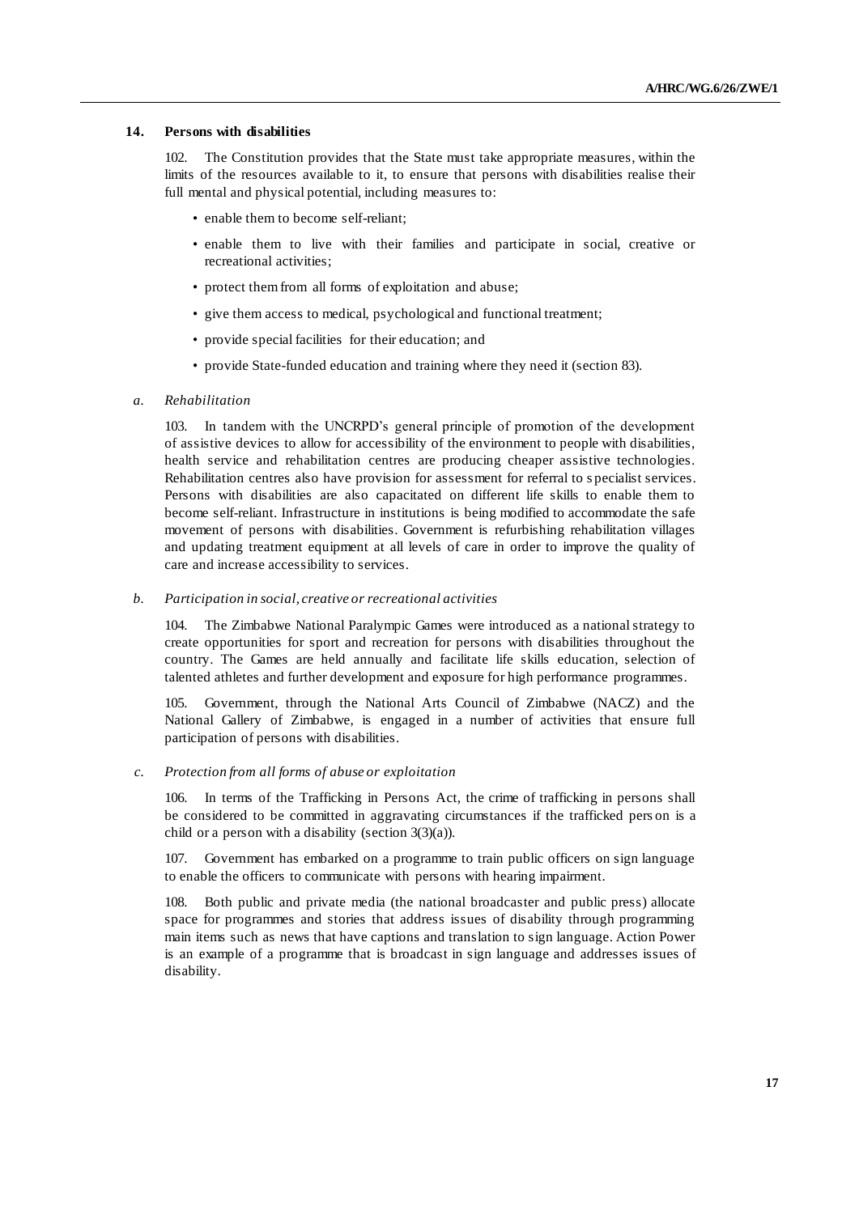### 14. Persons with disabilities

102. The Constitution provides that the State must take appropriate measures, within the limits of the resources available to it, to ensure that persons with disabilities realise their full mental and physical potential, including measures to:

- enable them to become self-reliant;
- enable them to live with their families and participate in social, creative or recreational activities;
- protect them from all forms of exploitation and abuse;
- give them access to medical, psychological and functional treatment;
- provide special facilities for their education; and
- provide State-funded education and training where they need it (section 83).

#### *a. Rehabilitation*

103. In tandem with the UNCRPD's general principle of promotion of the development of assistive devices to allow for accessibility of the environment to people with disabilities, health service and rehabilitation centres are producing cheaper assistive technologies. Rehabilitation centres also have provision for assessment for referral to specialist services. Persons with disabilities are also capacitated on different life skills to enable them to become self-reliant. Infrastructure in institutions is being modified to accommodate the safe movement of persons with disabilities. Government is refurbishing rehabilitation villages and updating treatment equipment at all levels of care in order to improve the quality of care and increase accessibility to services.

#### *b. Participation in social, creative or recreational activities*

104. The Zimbabwe National Paralympic Games were introduced as a national strategy to create opportunities for sport and recreation for persons with disabilities throughout the country. The Games are held annually and facilitate life skills education, selection of talented athletes and further development and exposure for high performance programmes.

105. Government, through the National Arts Council of Zimbabwe (NACZ) and the National Gallery of Zimbabwe, is engaged in a number of activities that ensure full participation of persons with disabilities.

#### *c. Protection from all forms of abuse or exploitation*

106. In terms of the Trafficking in Persons Act, the crime of trafficking in persons shall be considered to be committed in aggravating circumstances if the trafficked person is a child or a person with a disability (section 3(3)(a)).

107. Government has embarked on a programme to train public officers on sign language to enable the officers to communicate with persons with hearing impairment.

108. Both public and private media (the national broadcaster and public press) allocate space for programmes and stories that address issues of disability through programming main items such as news that have captions and translation to sign language. Action Power is an example of a programme that is broadcast in sign language and addresses issues of disability.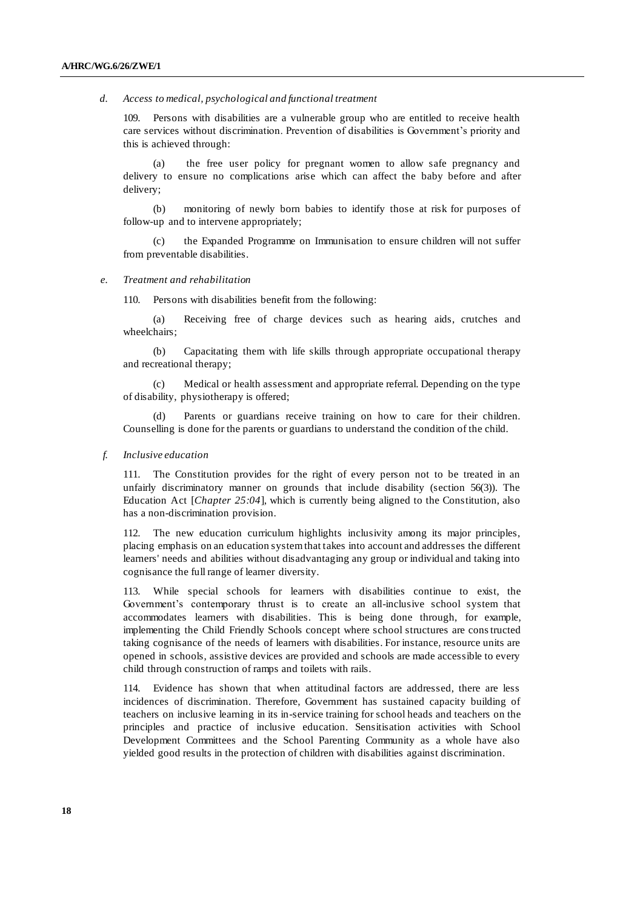*d. Access to medical, psychological and functional treatment*

109. Persons with disabilities are a vulnerable group who are entitled to receive health care services without discrimination. Prevention of disabilities is Government's priority and this is achieved through:

(a) the free user policy for pregnant women to allow safe pregnancy and delivery to ensure no complications arise which can affect the baby before and after delivery;

(b) monitoring of newly born babies to identify those at risk for purposes of follow-up and to intervene appropriately;

(c) the Expanded Programme on Immunisation to ensure children will not suffer from preventable disabilities.

*e. Treatment and rehabilitation*

110. Persons with disabilities benefit from the following:

(a) Receiving free of charge devices such as hearing aids, crutches and wheelchairs;

(b) Capacitating them with life skills through appropriate occupational therapy and recreational therapy;

(c) Medical or health assessment and appropriate referral. Depending on the type of disability, physiotherapy is offered;

(d) Parents or guardians receive training on how to care for their children. Counselling is done for the parents or guardians to understand the condition of the child.

*f. Inclusive education*

111. The Constitution provides for the right of every person not to be treated in an unfairly discriminatory manner on grounds that include disability (section 56(3)). The Education Act [*Chapter 25:04*], which is currently being aligned to the Constitution, also has a non-discrimination provision.

112. The new education curriculum highlights inclusivity among its major principles, placing emphasis on an education system that takes into account and addresses the different learners' needs and abilities without disadvantaging any group or individual and taking into cognisance the full range of learner diversity.

113. While special schools for learners with disabilities continue to exist, the Government's contemporary thrust is to create an all-inclusive school system that accommodates learners with disabilities. This is being done through, for example, implementing the Child Friendly Schools concept where school structures are constructed taking cognisance of the needs of learners with disabilities. For instance, resource units are opened in schools, assistive devices are provided and schools are made accessible to every child through construction of ramps and toilets with rails.

114. Evidence has shown that when attitudinal factors are addressed, there are less incidences of discrimination. Therefore, Government has sustained capacity building of teachers on inclusive learning in its in-service training for school heads and teachers on the principles and practice of inclusive education. Sensitisation activities with School Development Committees and the School Parenting Community as a whole have also yielded good results in the protection of children with disabilities against discrimination.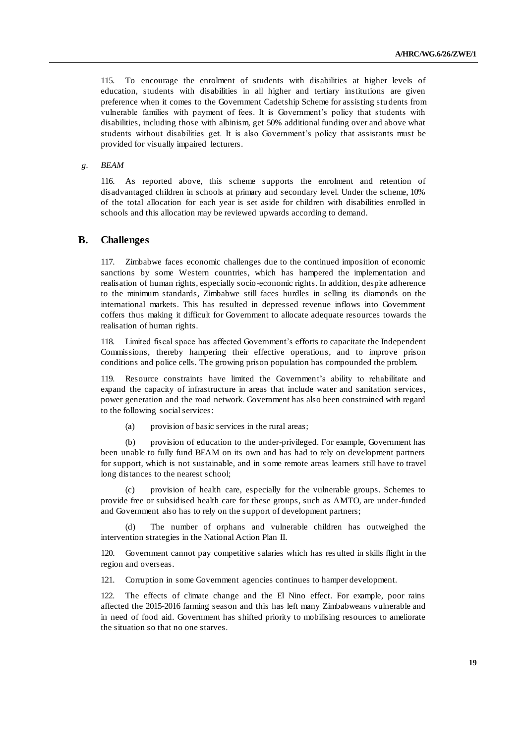115. To encourage the enrolment of students with disabilities at higher levels of education, students with disabilities in all higher and tertiary institutions are given preference when it comes to the Government Cadetship Scheme for assisting students from vulnerable families with payment of fees. It is Government's policy that students with disabilities, including those with albinism, get 50% additional funding over and above what students without disabilities get. It is also Government's policy that assistants must be provided for visually impaired lecturers.

*g. BEAM*

116. As reported above, this scheme supports the enrolment and retention of disadvantaged children in schools at primary and secondary level. Under the scheme, 10% of the total allocation for each year is set aside for children with disabilities enrolled in schools and this allocation may be reviewed upwards according to demand.

## B. Challenges

117. Zimbabwe faces economic challenges due to the continued imposition of economic sanctions by some Western countries, which has hampered the implementation and realisation of human rights, especially socio-economic rights. In addition, despite adherence to the minimum standards, Zimbabwe still faces hurdles in selling its diamonds on the international markets. This has resulted in depressed revenue inflows into Government coffers thus making it difficult for Government to allocate adequate resources towards the realisation of human rights.

118. Limited fiscal space has affected Government's efforts to capacitate the Independent Commissions, thereby hampering their effective operations, and to improve prison conditions and police cells. The growing prison population has compounded the problem.

119. Resource constraints have limited the Government's ability to rehabilitate and expand the capacity of infrastructure in areas that include water and sanitation services, power generation and the road network. Government has also been constrained with regard to the following social services:

(a) provision of basic services in the rural areas;

(b) provision of education to the under-privileged. For example, Government has been unable to fully fund BEAM on its own and has had to rely on development partners for support, which is not sustainable, and in some remote areas learners still have to travel long distances to the nearest school;

(c) provision of health care, especially for the vulnerable groups. Schemes to provide free or subsidised health care for these groups, such as AMTO, are under-funded and Government also has to rely on the support of development partners;

(d) The number of orphans and vulnerable children has outweighed the intervention strategies in the National Action Plan II.

120. Government cannot pay competitive salaries which has resulted in skills flight in the region and overseas.

121. Corruption in some Government agencies continues to hamper development.

122. The effects of climate change and the El Nino effect. For example, poor rains affected the 2015-2016 farming season and this has left many Zimbabweans vulnerable and in need of food aid. Government has shifted priority to mobilising resources to ameliorate the situation so that no one starves.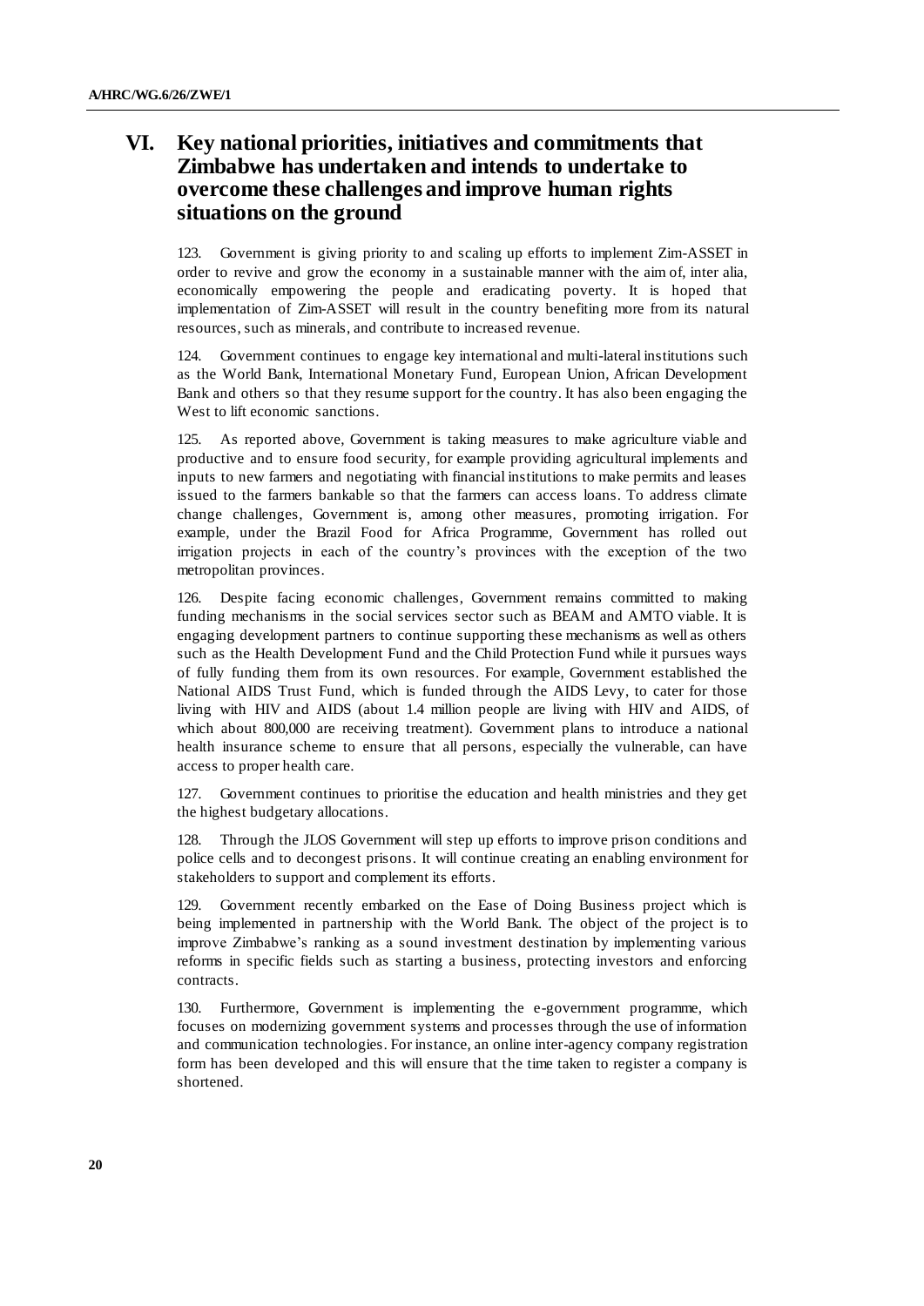# VI. Key national priorities, initiatives and commitments that Zimbabwe has undertaken and intends to undertake to overcome these challenges and improve human rights situations on the ground

123. Government is giving priority to and scaling up efforts to implement Zim-ASSET in order to revive and grow the economy in a sustainable manner with the aim of, inter alia, economically empowering the people and eradicating poverty. It is hoped that implementation of Zim-ASSET will result in the country benefiting more from its natural resources, such as minerals, and contribute to increased revenue.

124. Government continues to engage key international and multi-lateral institutions such as the World Bank, International Monetary Fund, European Union, African Development Bank and others so that they resume support for the country. It has also been engaging the West to lift economic sanctions.

125. As reported above, Government is taking measures to make agriculture viable and productive and to ensure food security, for example providing agricultural implements and inputs to new farmers and negotiating with financial institutions to make permits and leases issued to the farmers bankable so that the farmers can access loans. To address climate change challenges, Government is, among other measures, promoting irrigation. For example, under the Brazil Food for Africa Programme, Government has rolled out irrigation projects in each of the country's provinces with the exception of the two metropolitan provinces.

126. Despite facing economic challenges, Government remains committed to making funding mechanisms in the social services sector such as BEAM and AMTO viable. It is engaging development partners to continue supporting these mechanisms as well as others such as the Health Development Fund and the Child Protection Fund while it pursues ways of fully funding them from its own resources. For example, Government established the National AIDS Trust Fund, which is funded through the AIDS Levy, to cater for those living with HIV and AIDS (about 1.4 million people are living with HIV and AIDS, of which about 800,000 are receiving treatment). Government plans to introduce a national health insurance scheme to ensure that all persons, especially the vulnerable, can have access to proper health care.

127. Government continues to prioritise the education and health ministries and they get the highest budgetary allocations.

128. Through the JLOS Government will step up efforts to improve prison conditions and police cells and to decongest prisons. It will continue creating an enabling environment for stakeholders to support and complement its efforts.

129. Government recently embarked on the Ease of Doing Business project which is being implemented in partnership with the World Bank. The object of the project is to improve Zimbabwe's ranking as a sound investment destination by implementing various reforms in specific fields such as starting a business, protecting investors and enforcing contracts.

130. Furthermore, Government is implementing the e-government programme, which focuses on modernizing government systems and processes through the use of information and communication technologies. For instance, an online inter-agency company registration form has been developed and this will ensure that the time taken to register a company is shortened.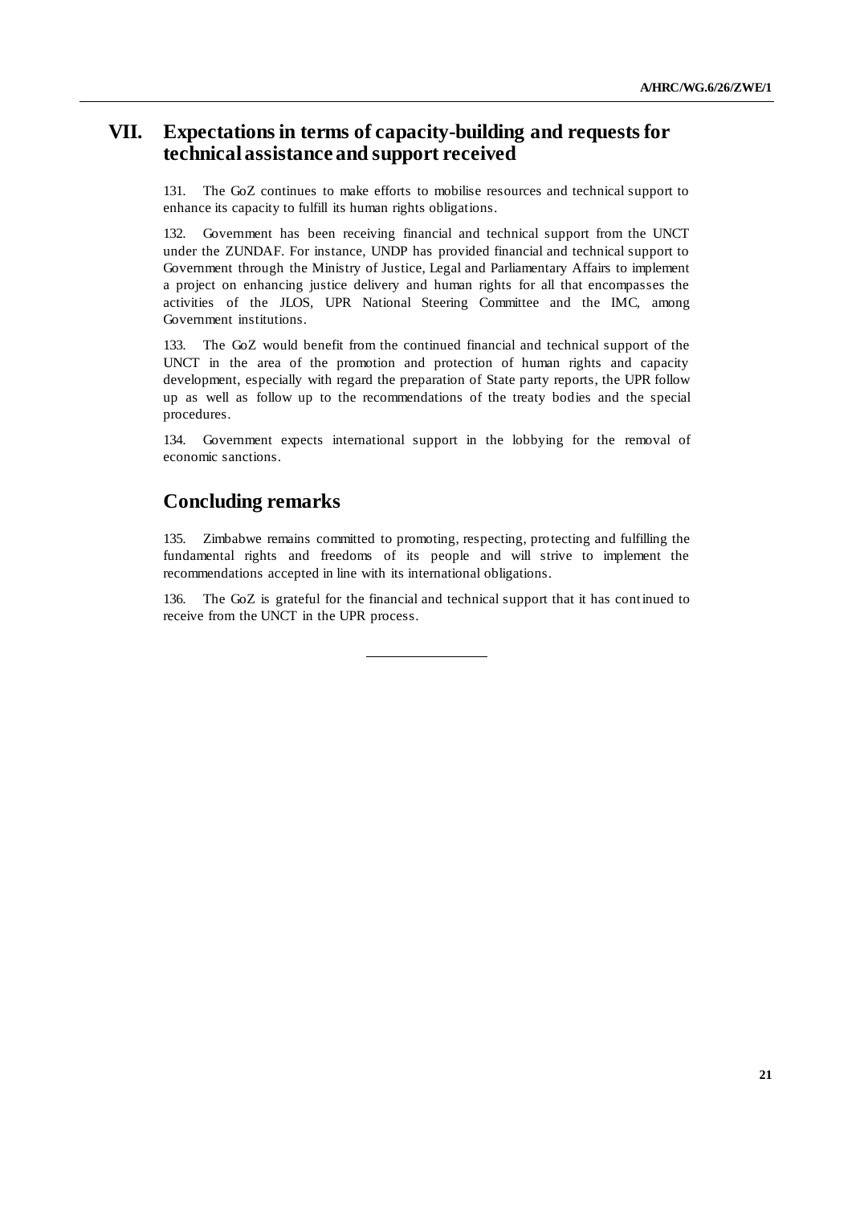## VII. Expectations in terms of capacity-building and requests for technical assistance and support received

131. The GoZ continues to make efforts to mobilise resources and technical support to enhance its capacity to fulfill its human rights obligations.

132. Government has been receiving financial and technical support from the UNCT under the ZUNDAF. For instance, UNDP has provided financial and technical support to Government through the Ministry of Justice, Legal and Parliamentary Affairs to implement a project on enhancing justice delivery and human rights for all that encompasses the activities of the JLOS, UPR National Steering Committee and the IMC, among Government institutions.

133. The GoZ would benefit from the continued financial and technical support of the UNCT in the area of the promotion and protection of human rights and capacity development, especially with regard the preparation of State party reports, the UPR follow up as well as follow up to the recommendations of the treaty bodies and the special procedures.

134. Government expects international support in the lobbying for the removal of economic sanctions.

## Concluding remarks

135. Zimbabwe remains committed to promoting, respecting, protecting and fulfilling the fundamental rights and freedoms of its people and will strive to implement the recommendations accepted in line with its international obligations.

136. The GoZ is grateful for the financial and technical support that it has continued to receive from the UNCT in the UPR process.